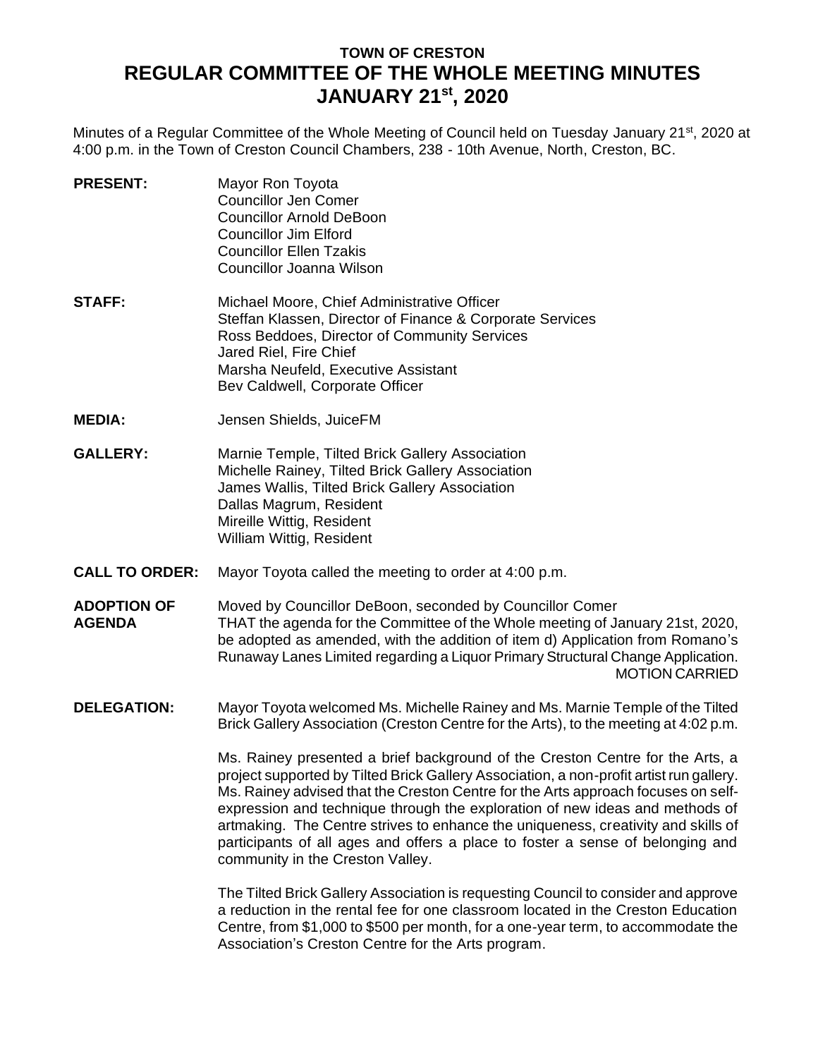# TOWN OF CRESTON
# REGULAR COMMITTEE OF THE WHOLE MEETING MINUTES
# JANUARY 21st, 2020

Minutes of a Regular Committee of the Whole Meeting of Council held on Tuesday January 21st, 2020 at 4:00 p.m. in the Town of Creston Council Chambers, 238 - 10th Avenue, North, Creston, BC.

**PRESENT:**
Mayor Ron Toyota
Councillor Jen Comer
Councillor Arnold DeBoon
Councillor Jim Elford
Councillor Ellen Tzakis
Councillor Joanna Wilson

**STAFF:**
Michael Moore, Chief Administrative Officer
Steffan Klassen, Director of Finance & Corporate Services
Ross Beddoes, Director of Community Services
Jared Riel, Fire Chief
Marsha Neufeld, Executive Assistant
Bev Caldwell, Corporate Officer

**MEDIA:**
Jensen Shields, JuiceFM

**GALLERY:**
Marnie Temple, Tilted Brick Gallery Association
Michelle Rainey, Tilted Brick Gallery Association
James Wallis, Tilted Brick Gallery Association
Dallas Magrum, Resident
Mireille Wittig, Resident
William Wittig, Resident

**CALL TO ORDER:** Mayor Toyota called the meeting to order at 4:00 p.m.

**ADOPTION OF AGENDA**

Moved by Councillor DeBoon, seconded by Councillor Comer
THAT the agenda for the Committee of the Whole meeting of January 21st, 2020, be adopted as amended, with the addition of item d) Application from Romano's Runaway Lanes Limited regarding a Liquor Primary Structural Change Application.
MOTION CARRIED

**DELEGATION:**

Mayor Toyota welcomed Ms. Michelle Rainey and Ms. Marnie Temple of the Tilted Brick Gallery Association (Creston Centre for the Arts), to the meeting at 4:02 p.m.

Ms. Rainey presented a brief background of the Creston Centre for the Arts, a project supported by Tilted Brick Gallery Association, a non-profit artist run gallery. Ms. Rainey advised that the Creston Centre for the Arts approach focuses on self-expression and technique through the exploration of new ideas and methods of artmaking. The Centre strives to enhance the uniqueness, creativity and skills of participants of all ages and offers a place to foster a sense of belonging and community in the Creston Valley.

The Tilted Brick Gallery Association is requesting Council to consider and approve a reduction in the rental fee for one classroom located in the Creston Education Centre, from $1,000 to $500 per month, for a one-year term, to accommodate the Association's Creston Centre for the Arts program.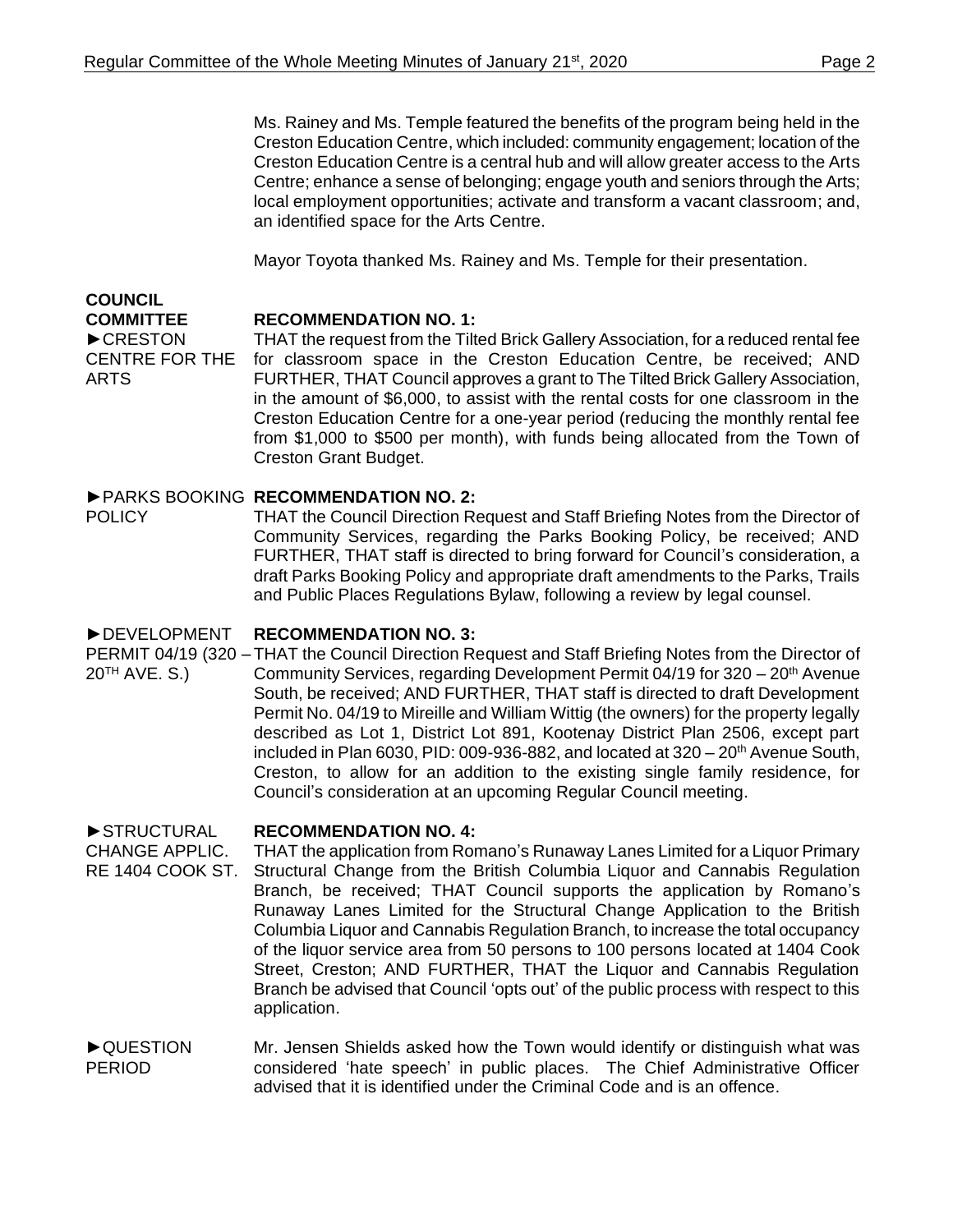Ms. Rainey and Ms. Temple featured the benefits of the program being held in the Creston Education Centre, which included: community engagement; location of the Creston Education Centre is a central hub and will allow greater access to the Arts Centre; enhance a sense of belonging; engage youth and seniors through the Arts; local employment opportunities; activate and transform a vacant classroom; and, an identified space for the Arts Centre.

Mayor Toyota thanked Ms. Rainey and Ms. Temple for their presentation.

**COUNCIL COMMITTEE**

►CRESTON CENTRE FOR THE ARTS

**RECOMMENDATION NO. 1:**

THAT the request from the Tilted Brick Gallery Association, for a reduced rental fee for classroom space in the Creston Education Centre, be received; AND FURTHER, THAT Council approves a grant to The Tilted Brick Gallery Association, in the amount of $6,000, to assist with the rental costs for one classroom in the Creston Education Centre for a one-year period (reducing the monthly rental fee from $1,000 to $500 per month), with funds being allocated from the Town of Creston Grant Budget.

►PARKS BOOKING POLICY

**RECOMMENDATION NO. 2:**

THAT the Council Direction Request and Staff Briefing Notes from the Director of Community Services, regarding the Parks Booking Policy, be received; AND FURTHER, THAT staff is directed to bring forward for Council's consideration, a draft Parks Booking Policy and appropriate draft amendments to the Parks, Trails and Public Places Regulations Bylaw, following a review by legal counsel.

►DEVELOPMENT PERMIT 04/19 (320 – 20TH AVE. S.)

**RECOMMENDATION NO. 3:**

THAT the Council Direction Request and Staff Briefing Notes from the Director of Community Services, regarding Development Permit 04/19 for 320 – 20th Avenue South, be received; AND FURTHER, THAT staff is directed to draft Development Permit No. 04/19 to Mireille and William Wittig (the owners) for the property legally described as Lot 1, District Lot 891, Kootenay District Plan 2506, except part included in Plan 6030, PID: 009-936-882, and located at 320 – 20th Avenue South, Creston, to allow for an addition to the existing single family residence, for Council's consideration at an upcoming Regular Council meeting.

►STRUCTURAL CHANGE APPLIC. RE 1404 COOK ST.

**RECOMMENDATION NO. 4:**

THAT the application from Romano's Runaway Lanes Limited for a Liquor Primary Structural Change from the British Columbia Liquor and Cannabis Regulation Branch, be received; THAT Council supports the application by Romano's Runaway Lanes Limited for the Structural Change Application to the British Columbia Liquor and Cannabis Regulation Branch, to increase the total occupancy of the liquor service area from 50 persons to 100 persons located at 1404 Cook Street, Creston; AND FURTHER, THAT the Liquor and Cannabis Regulation Branch be advised that Council 'opts out' of the public process with respect to this application.

►QUESTION PERIOD

Mr. Jensen Shields asked how the Town would identify or distinguish what was considered 'hate speech' in public places. The Chief Administrative Officer advised that it is identified under the Criminal Code and is an offence.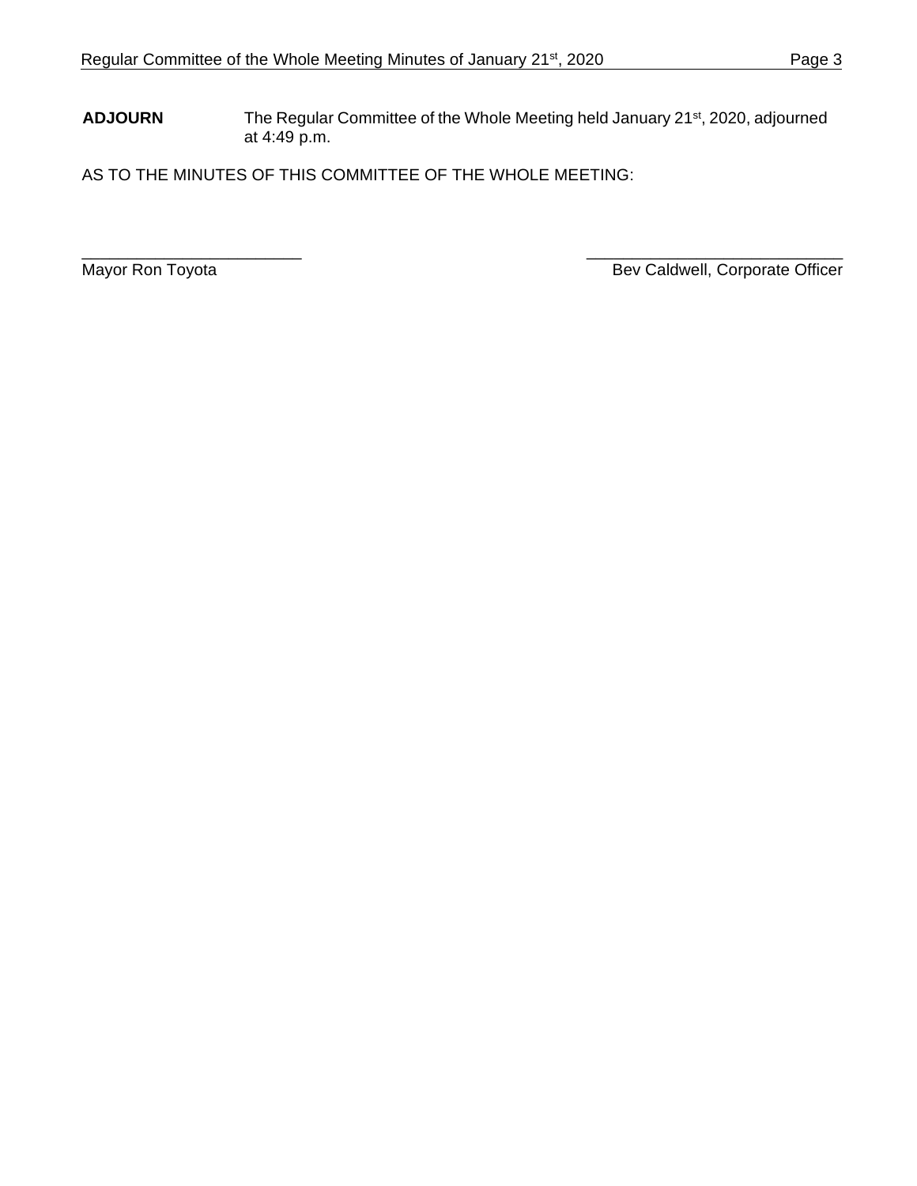**ADJOURN** The Regular Committee of the Whole Meeting held January 21st, 2020, adjourned at 4:49 p.m.

AS TO THE MINUTES OF THIS COMMITTEE OF THE WHOLE MEETING:

\_\_\_\_\_\_\_\_\_\_\_\_\_\_\_\_\_\_\_\_\_\_\_\_\_
Mayor Ron Toyota

\_\_\_\_\_\_\_\_\_\_\_\_\_\_\_\_\_\_\_\_\_\_\_\_\_
Bev Caldwell, Corporate Officer